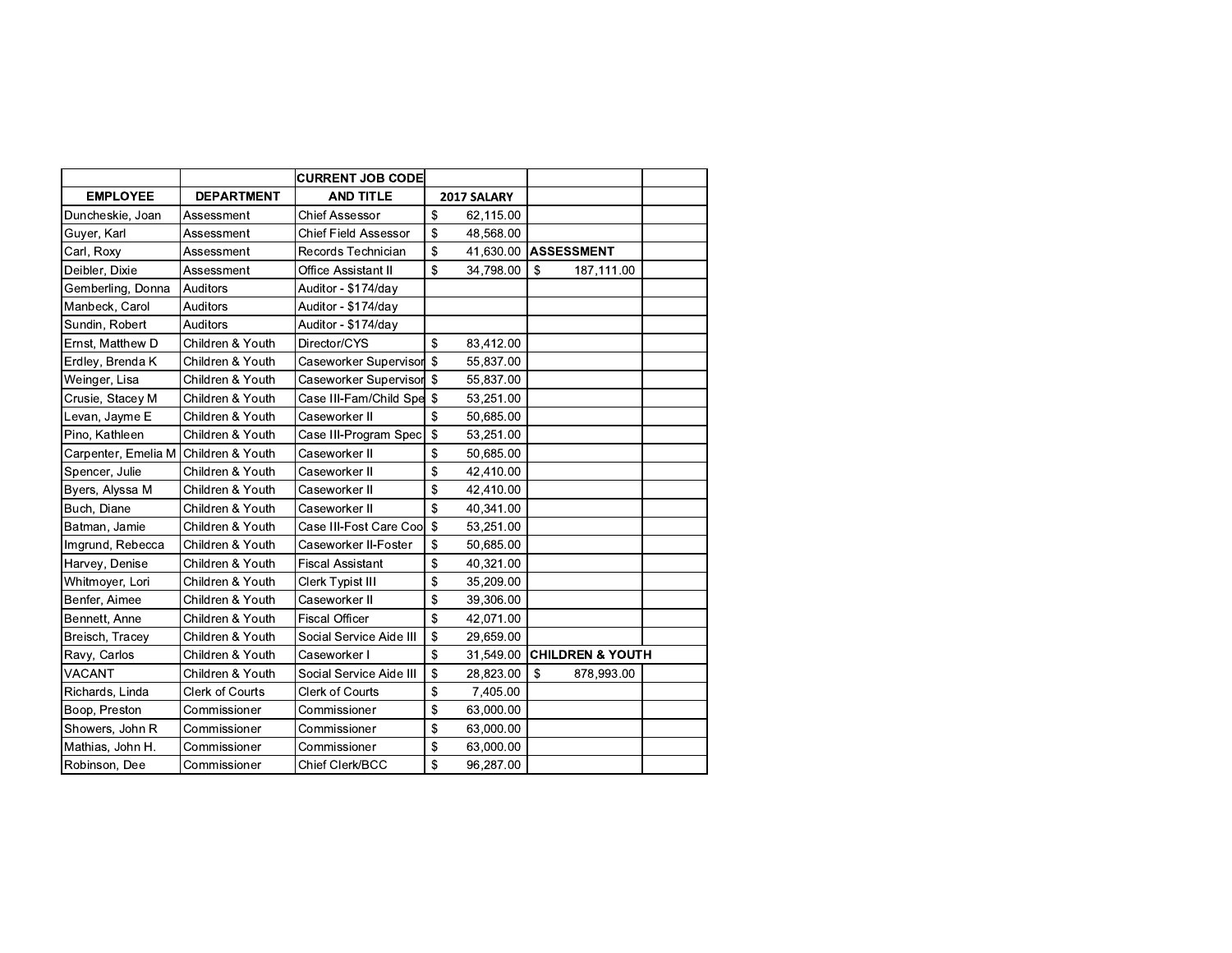| | | CURRENT JOB CODE | | | |
|---|---|---|---|---|---|
| EMPLOYEE | DEPARTMENT | AND TITLE | 2017 SALARY | | |
| Duncheskie, Joan | Assessment | Chief Assessor | $ 62,115.00 | | |
| Guyer, Karl | Assessment | Chief Field Assessor | $ 48,568.00 | | |
| Carl, Roxy | Assessment | Records Technician | $ 41,630.00 | **ASSESSMENT** | |
| Deibler, Dixie | Assessment | Office Assistant II | $ 34,798.00 | $ 187,111.00 | |
| Gemberling, Donna | Auditors | Auditor - $174/day | | | |
| Manbeck, Carol | Auditors | Auditor - $174/day | | | |
| Sundin, Robert | Auditors | Auditor - $174/day | | | |
| Ernst, Matthew D | Children & Youth | Director/CYS | $ 83,412.00 | | |
| Erdley, Brenda K | Children & Youth | Caseworker Supervisor | $ 55,837.00 | | |
| Weinger, Lisa | Children & Youth | Caseworker Supervisor | $ 55,837.00 | | |
| Crusie, Stacey M | Children & Youth | Case III-Fam/Child Spe | $ 53,251.00 | | |
| Levan, Jayme E | Children & Youth | Caseworker II | $ 50,685.00 | | |
| Pino, Kathleen | Children & Youth | Case III-Program Spec | $ 53,251.00 | | |
| Carpenter, Emelia M | Children & Youth | Caseworker II | $ 50,685.00 | | |
| Spencer, Julie | Children & Youth | Caseworker II | $ 42,410.00 | | |
| Byers, Alyssa M | Children & Youth | Caseworker II | $ 42,410.00 | | |
| Buch, Diane | Children & Youth | Caseworker II | $ 40,341.00 | | |
| Batman, Jamie | Children & Youth | Case III-Fost Care Coo | $ 53,251.00 | | |
| Imgrund, Rebecca | Children & Youth | Caseworker II-Foster | $ 50,685.00 | | |
| Harvey, Denise | Children & Youth | Fiscal Assistant | $ 40,321.00 | | |
| Whitmoyer, Lori | Children & Youth | Clerk Typist III | $ 35,209.00 | | |
| Benfer, Aimee | Children & Youth | Caseworker II | $ 39,306.00 | | |
| Bennett, Anne | Children & Youth | Fiscal Officer | $ 42,071.00 | | |
| Breisch, Tracey | Children & Youth | Social Service Aide III | $ 29,659.00 | | |
| Ravy, Carlos | Children & Youth | Caseworker I | $ 31,549.00 | **CHILDREN & YOUTH** | |
| VACANT | Children & Youth | Social Service Aide III | $ 28,823.00 | $ 878,993.00 | |
| Richards, Linda | Clerk of Courts | Clerk of Courts | $ 7,405.00 | | |
| Boop, Preston | Commissioner | Commissioner | $ 63,000.00 | | |
| Showers, John R | Commissioner | Commissioner | $ 63,000.00 | | |
| Mathias, John H. | Commissioner | Commissioner | $ 63,000.00 | | |
| Robinson, Dee | Commissioner | Chief Clerk/BCC | $ 96,287.00 | | |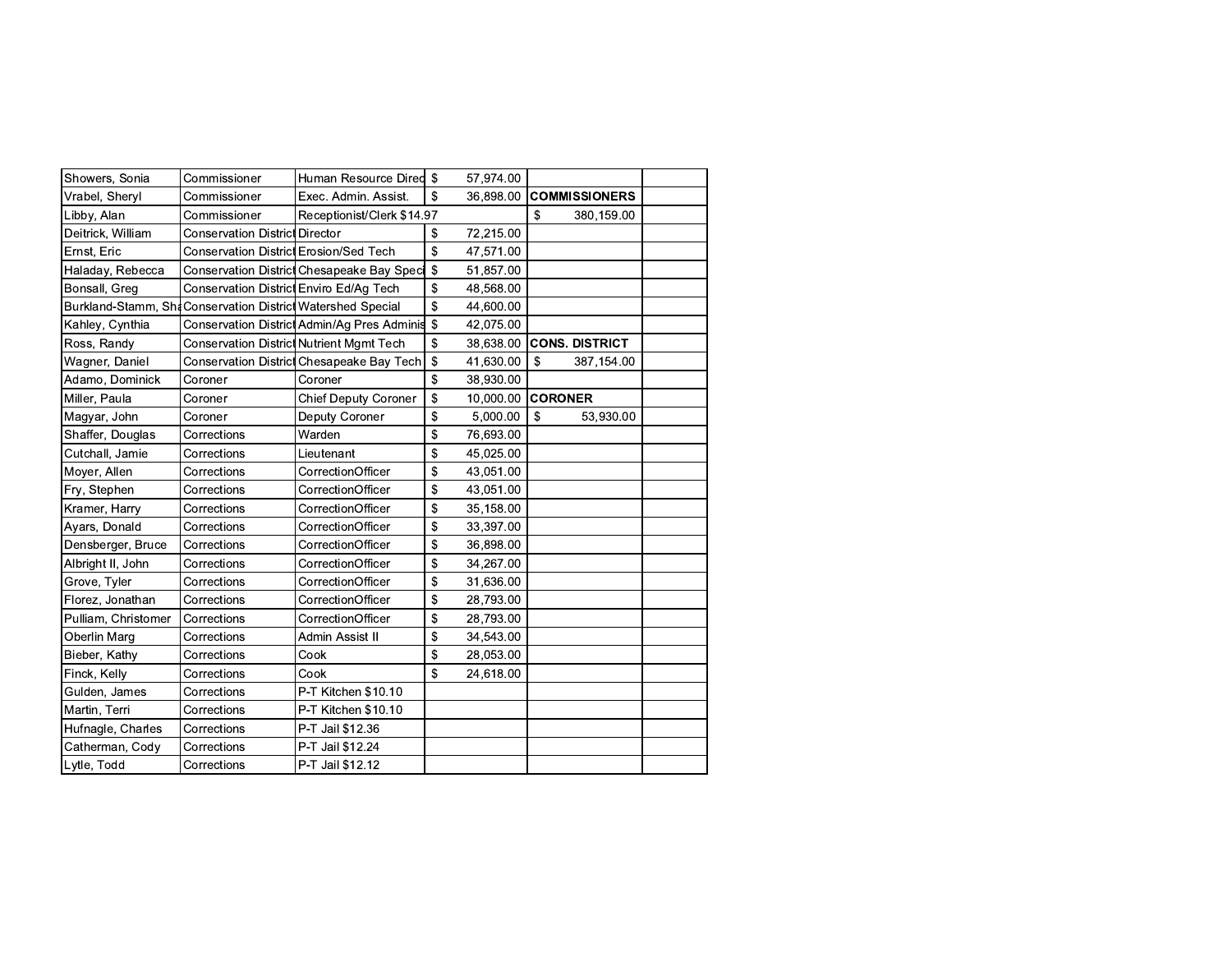| | | | | | |
|---|---|---|---|---|---|
| Showers, Sonia | Commissioner | Human Resource Direc | $ 57,974.00 | | |
| Vrabel, Sheryl | Commissioner | Exec. Admin. Assist. | $ 36,898.00 | **COMMISSIONERS** | |
| Libby, Alan | Commissioner | Receptionist/Clerk $14.97 | | $ 380,159.00 | |
| Deitrick, William | Conservation District | Director | $ 72,215.00 | | |
| Ernst, Eric | Conservation District | Erosion/Sed Tech | $ 47,571.00 | | |
| Haladay, Rebecca | Conservation District | Chesapeake Bay Speci | $ 51,857.00 | | |
| Bonsall, Greg | Conservation District | Enviro Ed/Ag Tech | $ 48,568.00 | | |
| Burkland-Stamm, Sha | Conservation District | Watershed Special | $ 44,600.00 | | |
| Kahley, Cynthia | Conservation District | Admin/Ag Pres Adminis | $ 42,075.00 | | |
| Ross, Randy | Conservation District | Nutrient Mgmt Tech | $ 38,638.00 | **CONS. DISTRICT** | |
| Wagner, Daniel | Conservation District | Chesapeake Bay Tech | $ 41,630.00 | $ 387,154.00 | |
| Adamo, Dominick | Coroner | Coroner | $ 38,930.00 | | |
| Miller, Paula | Coroner | Chief Deputy Coroner | $ 10,000.00 | **CORONER** | |
| Magyar, John | Coroner | Deputy Coroner | $ 5,000.00 | $ 53,930.00 | |
| Shaffer, Douglas | Corrections | Warden | $ 76,693.00 | | |
| Cutchall, Jamie | Corrections | Lieutenant | $ 45,025.00 | | |
| Moyer, Allen | Corrections | CorrectionOfficer | $ 43,051.00 | | |
| Fry, Stephen | Corrections | CorrectionOfficer | $ 43,051.00 | | |
| Kramer, Harry | Corrections | CorrectionOfficer | $ 35,158.00 | | |
| Ayars, Donald | Corrections | CorrectionOfficer | $ 33,397.00 | | |
| Densberger, Bruce | Corrections | CorrectionOfficer | $ 36,898.00 | | |
| Albright II, John | Corrections | CorrectionOfficer | $ 34,267.00 | | |
| Grove, Tyler | Corrections | CorrectionOfficer | $ 31,636.00 | | |
| Florez, Jonathan | Corrections | CorrectionOfficer | $ 28,793.00 | | |
| Pulliam, Christomer | Corrections | CorrectionOfficer | $ 28,793.00 | | |
| Oberlin Marg | Corrections | Admin Assist II | $ 34,543.00 | | |
| Bieber, Kathy | Corrections | Cook | $ 28,053.00 | | |
| Finck, Kelly | Corrections | Cook | $ 24,618.00 | | |
| Gulden, James | Corrections | P-T Kitchen $10.10 | | | |
| Martin, Terri | Corrections | P-T Kitchen $10.10 | | | |
| Hufnagle, Charles | Corrections | P-T Jail $12.36 | | | |
| Catherman, Cody | Corrections | P-T Jail $12.24 | | | |
| Lytle, Todd | Corrections | P-T Jail $12.12 | | | |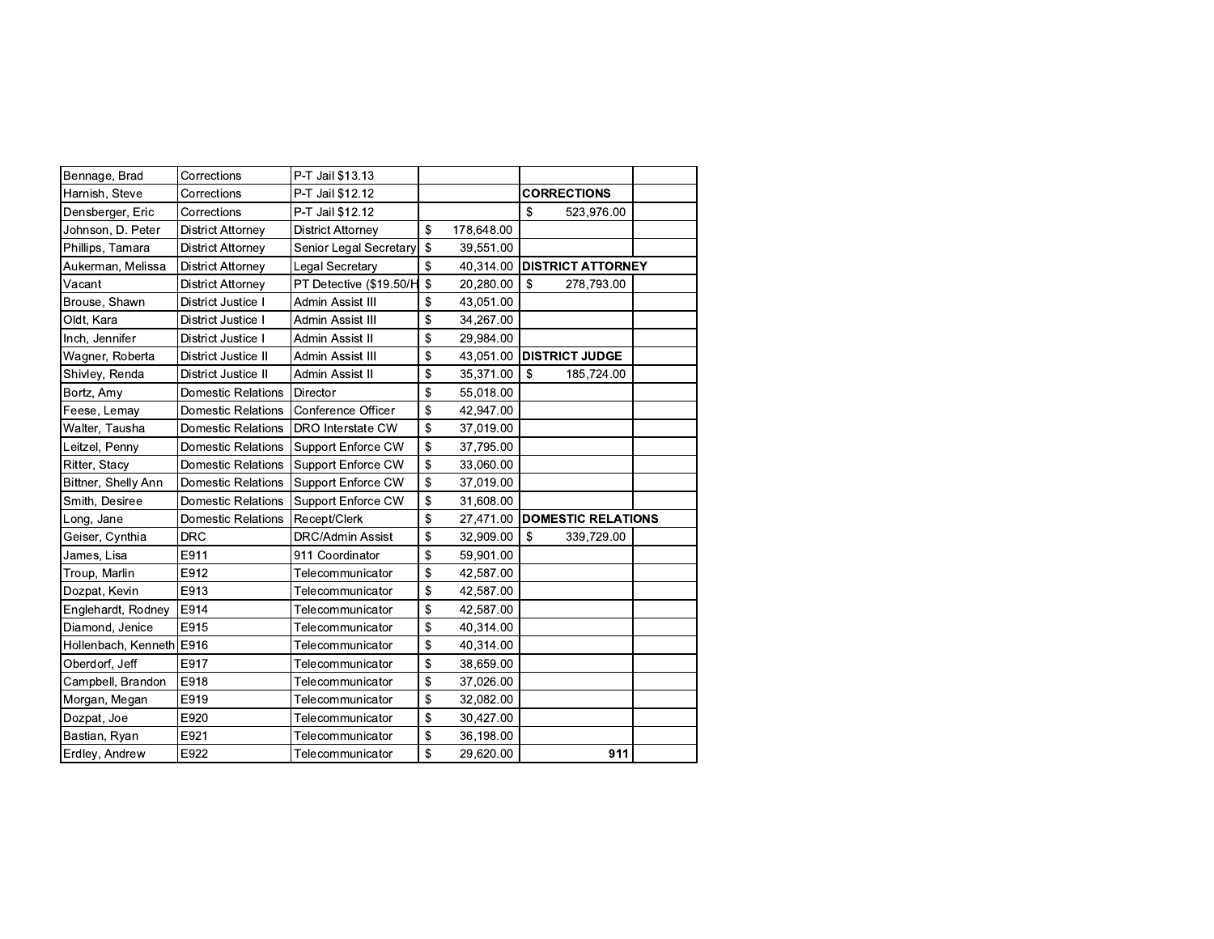| | | | | | |
|---|---|---|---|---|---|
| Bennage, Brad | Corrections | P-T Jail $13.13 | | | |
| Harnish, Steve | Corrections | P-T Jail $12.12 | | **CORRECTIONS** | |
| Densberger, Eric | Corrections | P-T Jail $12.12 | | $ 523,976.00 | |
| Johnson, D. Peter | District Attorney | District Attorney | $ 178,648.00 | | |
| Phillips, Tamara | District Attorney | Senior Legal Secretary | $ 39,551.00 | | |
| Aukerman, Melissa | District Attorney | Legal Secretary | $ 40,314.00 | **DISTRICT ATTORNEY** | |
| Vacant | District Attorney | PT Detective ($19.50/H | $ 20,280.00 | $ 278,793.00 | |
| Brouse, Shawn | District Justice I | Admin Assist III | $ 43,051.00 | | |
| Oldt, Kara | District Justice I | Admin Assist III | $ 34,267.00 | | |
| Inch, Jennifer | District Justice I | Admin Assist II | $ 29,984.00 | | |
| Wagner, Roberta | District Justice II | Admin Assist III | $ 43,051.00 | **DISTRICT JUDGE** | |
| Shivley, Renda | District Justice II | Admin Assist II | $ 35,371.00 | $ 185,724.00 | |
| Bortz, Amy | Domestic Relations | Director | $ 55,018.00 | | |
| Feese, Lemay | Domestic Relations | Conference Officer | $ 42,947.00 | | |
| Walter, Tausha | Domestic Relations | DRO Interstate CW | $ 37,019.00 | | |
| Leitzel, Penny | Domestic Relations | Support Enforce CW | $ 37,795.00 | | |
| Ritter, Stacy | Domestic Relations | Support Enforce CW | $ 33,060.00 | | |
| Bittner, Shelly Ann | Domestic Relations | Support Enforce CW | $ 37,019.00 | | |
| Smith, Desiree | Domestic Relations | Support Enforce CW | $ 31,608.00 | | |
| Long, Jane | Domestic Relations | Recept/Clerk | $ 27,471.00 | **DOMESTIC RELATIONS** | |
| Geiser, Cynthia | DRC | DRC/Admin Assist | $ 32,909.00 | $ 339,729.00 | |
| James, Lisa | E911 | 911 Coordinator | $ 59,901.00 | | |
| Troup, Marlin | E912 | Telecommunicator | $ 42,587.00 | | |
| Dozpat, Kevin | E913 | Telecommunicator | $ 42,587.00 | | |
| Englehardt, Rodney | E914 | Telecommunicator | $ 42,587.00 | | |
| Diamond, Jenice | E915 | Telecommunicator | $ 40,314.00 | | |
| Hollenbach, Kenneth | E916 | Telecommunicator | $ 40,314.00 | | |
| Oberdorf, Jeff | E917 | Telecommunicator | $ 38,659.00 | | |
| Campbell, Brandon | E918 | Telecommunicator | $ 37,026.00 | | |
| Morgan, Megan | E919 | Telecommunicator | $ 32,082.00 | | |
| Dozpat, Joe | E920 | Telecommunicator | $ 30,427.00 | | |
| Bastian, Ryan | E921 | Telecommunicator | $ 36,198.00 | | |
| Erdley, Andrew | E922 | Telecommunicator | $ 29,620.00 | **911** | |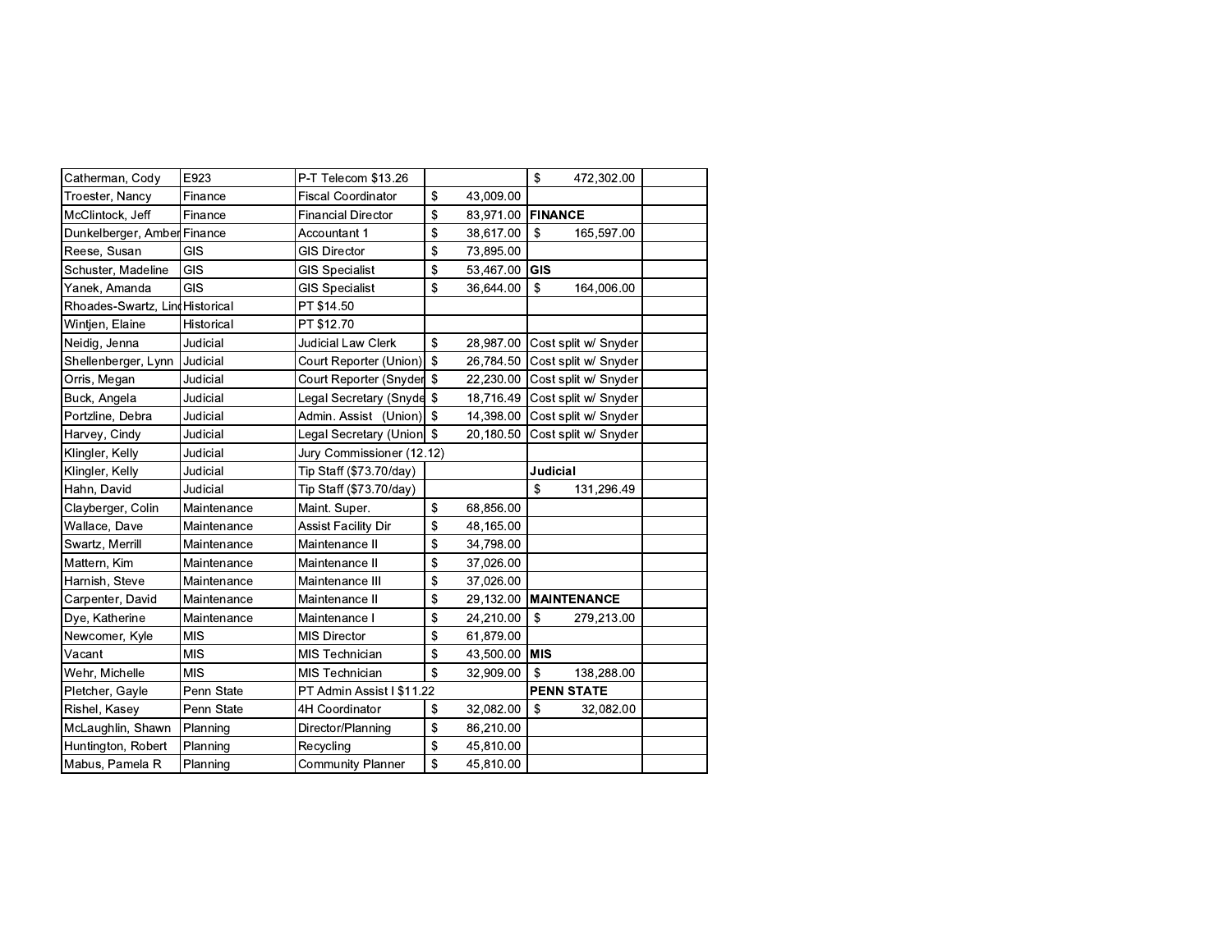| | | | | | |
|---|---|---|---|---|---|
| Catherman, Cody | E923 | P-T Telecom $13.26 | | $ 472,302.00 | |
| Troester, Nancy | Finance | Fiscal Coordinator | $ 43,009.00 | | |
| McClintock, Jeff | Finance | Financial Director | $ 83,971.00 | **FINANCE** | |
| Dunkelberger, Amber | Finance | Accountant 1 | $ 38,617.00 | $ 165,597.00 | |
| Reese, Susan | GIS | GIS Director | $ 73,895.00 | | |
| Schuster, Madeline | GIS | GIS Specialist | $ 53,467.00 | **GIS** | |
| Yanek, Amanda | GIS | GIS Specialist | $ 36,644.00 | $ 164,006.00 | |
| Rhoades-Swartz, Lind | Historical | PT $14.50 | | | |
| Wintjen, Elaine | Historical | PT $12.70 | | | |
| Neidig, Jenna | Judicial | Judicial Law Clerk | $ 28,987.00 | Cost split w/ Snyder | |
| Shellenberger, Lynn | Judicial | Court Reporter (Union) | $ 26,784.50 | Cost split w/ Snyder | |
| Orris, Megan | Judicial | Court Reporter (Snyder | $ 22,230.00 | Cost split w/ Snyder | |
| Buck, Angela | Judicial | Legal Secretary (Snyde | $ 18,716.49 | Cost split w/ Snyder | |
| Portzline, Debra | Judicial | Admin. Assist (Union) | $ 14,398.00 | Cost split w/ Snyder | |
| Harvey, Cindy | Judicial | Legal Secretary (Union | $ 20,180.50 | Cost split w/ Snyder | |
| Klingler, Kelly | Judicial | Jury Commissioner (12.12) | | | |
| Klingler, Kelly | Judicial | Tip Staff ($73.70/day) | | **Judicial** | |
| Hahn, David | Judicial | Tip Staff ($73.70/day) | | $ 131,296.49 | |
| Clayberger, Colin | Maintenance | Maint. Super. | $ 68,856.00 | | |
| Wallace, Dave | Maintenance | Assist Facility Dir | $ 48,165.00 | | |
| Swartz, Merrill | Maintenance | Maintenance II | $ 34,798.00 | | |
| Mattern, Kim | Maintenance | Maintenance II | $ 37,026.00 | | |
| Harnish, Steve | Maintenance | Maintenance III | $ 37,026.00 | | |
| Carpenter, David | Maintenance | Maintenance II | $ 29,132.00 | **MAINTENANCE** | |
| Dye, Katherine | Maintenance | Maintenance I | $ 24,210.00 | $ 279,213.00 | |
| Newcomer, Kyle | MIS | MIS Director | $ 61,879.00 | | |
| Vacant | MIS | MIS Technician | $ 43,500.00 | **MIS** | |
| Wehr, Michelle | MIS | MIS Technician | $ 32,909.00 | $ 138,288.00 | |
| Pletcher, Gayle | Penn State | PT Admin Assist I $11.22 | | **PENN STATE** | |
| Rishel, Kasey | Penn State | 4H Coordinator | $ 32,082.00 | $ 32,082.00 | |
| McLaughlin, Shawn | Planning | Director/Planning | $ 86,210.00 | | |
| Huntington, Robert | Planning | Recycling | $ 45,810.00 | | |
| Mabus, Pamela R | Planning | Community Planner | $ 45,810.00 | | |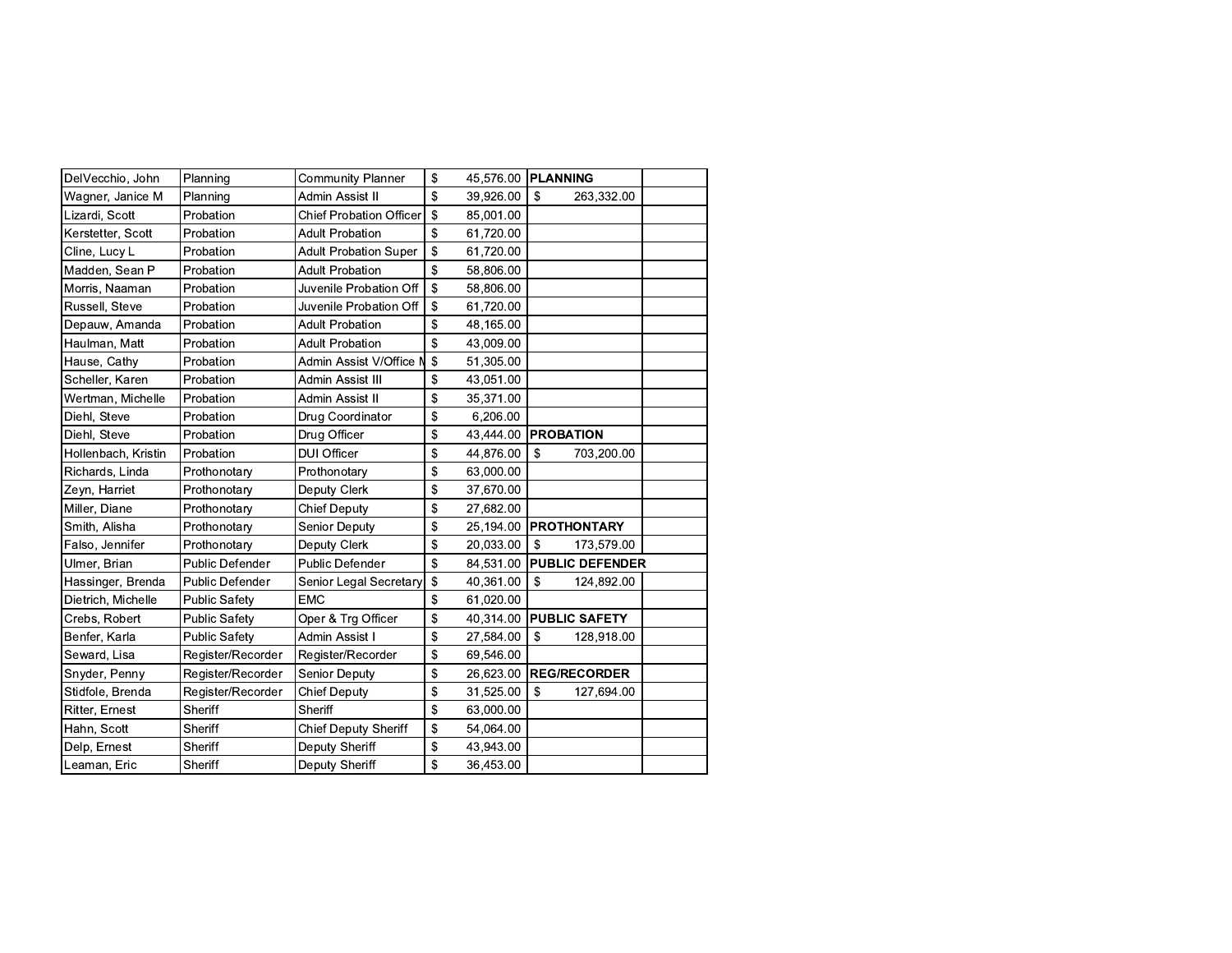| | | | | | |
|---|---|---|---|---|---|
| DelVecchio, John | Planning | Community Planner | $ 45,576.00 | **PLANNING** | |
| Wagner, Janice M | Planning | Admin Assist II | $ 39,926.00 | $ 263,332.00 | |
| Lizardi, Scott | Probation | Chief Probation Officer | $ 85,001.00 | | |
| Kerstetter, Scott | Probation | Adult Probation | $ 61,720.00 | | |
| Cline, Lucy L | Probation | Adult Probation Super | $ 61,720.00 | | |
| Madden, Sean P | Probation | Adult Probation | $ 58,806.00 | | |
| Morris, Naaman | Probation | Juvenile Probation Off | $ 58,806.00 | | |
| Russell, Steve | Probation | Juvenile Probation Off | $ 61,720.00 | | |
| Depauw, Amanda | Probation | Adult Probation | $ 48,165.00 | | |
| Haulman, Matt | Probation | Adult Probation | $ 43,009.00 | | |
| Hause, Cathy | Probation | Admin Assist V/Office M | $ 51,305.00 | | |
| Scheller, Karen | Probation | Admin Assist III | $ 43,051.00 | | |
| Wertman, Michelle | Probation | Admin Assist II | $ 35,371.00 | | |
| Diehl, Steve | Probation | Drug Coordinator | $ 6,206.00 | | |
| Diehl, Steve | Probation | Drug Officer | $ 43,444.00 | **PROBATION** | |
| Hollenbach, Kristin | Probation | DUI Officer | $ 44,876.00 | $ 703,200.00 | |
| Richards, Linda | Prothonotary | Prothonotary | $ 63,000.00 | | |
| Zeyn, Harriet | Prothonotary | Deputy Clerk | $ 37,670.00 | | |
| Miller, Diane | Prothonotary | Chief Deputy | $ 27,682.00 | | |
| Smith, Alisha | Prothonotary | Senior Deputy | $ 25,194.00 | **PROTHONTARY** | |
| Falso, Jennifer | Prothonotary | Deputy Clerk | $ 20,033.00 | $ 173,579.00 | |
| Ulmer, Brian | Public Defender | Public Defender | $ 84,531.00 | **PUBLIC DEFENDER** | |
| Hassinger, Brenda | Public Defender | Senior Legal Secretary | $ 40,361.00 | $ 124,892.00 | |
| Dietrich, Michelle | Public Safety | EMC | $ 61,020.00 | | |
| Crebs, Robert | Public Safety | Oper & Trg Officer | $ 40,314.00 | **PUBLIC SAFETY** | |
| Benfer, Karla | Public Safety | Admin Assist I | $ 27,584.00 | $ 128,918.00 | |
| Seward, Lisa | Register/Recorder | Register/Recorder | $ 69,546.00 | | |
| Snyder, Penny | Register/Recorder | Senior Deputy | $ 26,623.00 | **REG/RECORDER** | |
| Stidfole, Brenda | Register/Recorder | Chief Deputy | $ 31,525.00 | $ 127,694.00 | |
| Ritter, Ernest | Sheriff | Sheriff | $ 63,000.00 | | |
| Hahn, Scott | Sheriff | Chief Deputy Sheriff | $ 54,064.00 | | |
| Delp, Ernest | Sheriff | Deputy Sheriff | $ 43,943.00 | | |
| Leaman, Eric | Sheriff | Deputy Sheriff | $ 36,453.00 | | |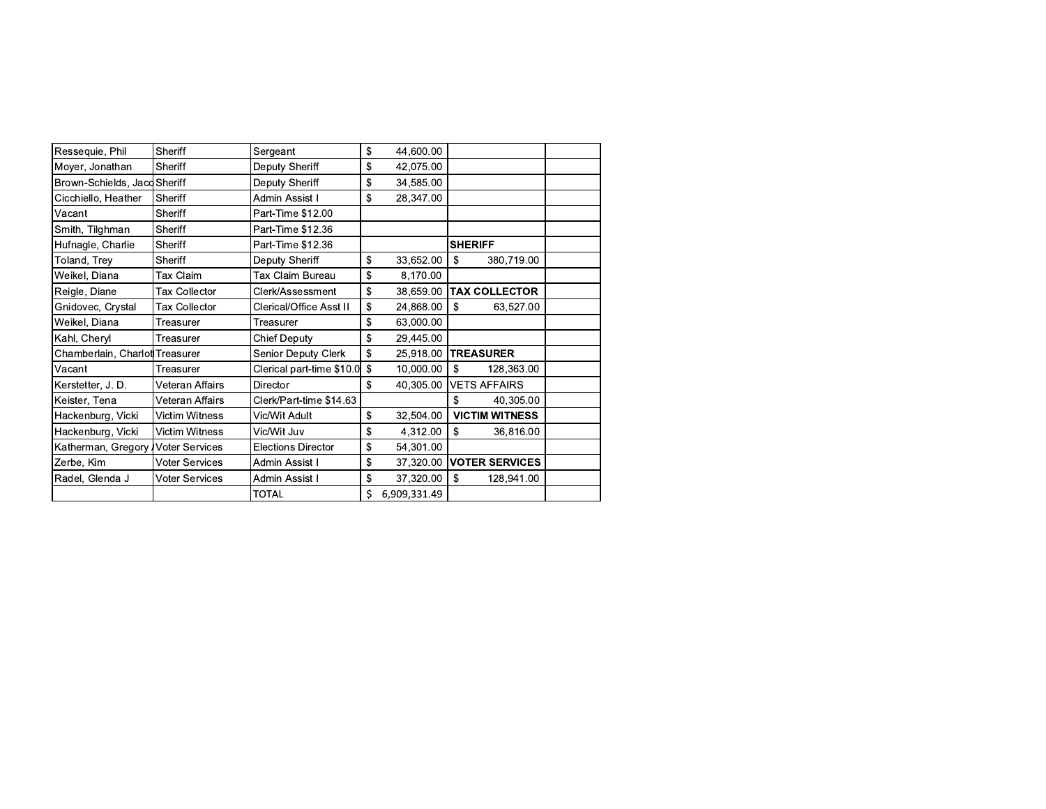| | | | | | |
|---|---|---|---|---|---|
| Ressequie, Phil | Sheriff | Sergeant | $ 44,600.00 | | |
| Moyer, Jonathan | Sheriff | Deputy Sheriff | $ 42,075.00 | | |
| Brown-Schields, Jaco | Sheriff | Deputy Sheriff | $ 34,585.00 | | |
| Cicchiello, Heather | Sheriff | Admin Assist I | $ 28,347.00 | | |
| Vacant | Sheriff | Part-Time $12.00 | | | |
| Smith, Tilghman | Sheriff | Part-Time $12.36 | | | |
| Hufnagle, Charlie | Sheriff | Part-Time $12.36 | | **SHERIFF** | |
| Toland, Trey | Sheriff | Deputy Sheriff | $ 33,652.00 | $ 380,719.00 | |
| Weikel, Diana | Tax Claim | Tax Claim Bureau | $ 8,170.00 | | |
| Reigle, Diane | Tax Collector | Clerk/Assessment | $ 38,659.00 | **TAX COLLECTOR** | |
| Gnidovec, Crystal | Tax Collector | Clerical/Office Asst II | $ 24,868.00 | $ 63,527.00 | |
| Weikel, Diana | Treasurer | Treasurer | $ 63,000.00 | | |
| Kahl, Cheryl | Treasurer | Chief Deputy | $ 29,445.00 | | |
| Chamberlain, Charlot | Treasurer | Senior Deputy Clerk | $ 25,918.00 | **TREASURER** | |
| Vacant | Treasurer | Clerical part-time $10.0 | $ 10,000.00 | $ 128,363.00 | |
| Kerstetter, J. D. | Veteran Affairs | Director | $ 40,305.00 | VETS AFFAIRS | |
| Keister, Tena | Veteran Affairs | Clerk/Part-time $14.63 | | $ 40,305.00 | |
| Hackenburg, Vicki | Victim Witness | Vic/Wit Adult | $ 32,504.00 | **VICTIM WITNESS** | |
| Hackenburg, Vicki | Victim Witness | Vic/Wit Juv | $ 4,312.00 | $ 36,816.00 | |
| Katherman, Gregory | Voter Services | Elections Director | $ 54,301.00 | | |
| Zerbe, Kim | Voter Services | Admin Assist I | $ 37,320.00 | **VOTER SERVICES** | |
| Radel, Glenda J | Voter Services | Admin Assist I | $ 37,320.00 | $ 128,941.00 | |
| | | TOTAL | $ 6,909,331.49 | | |